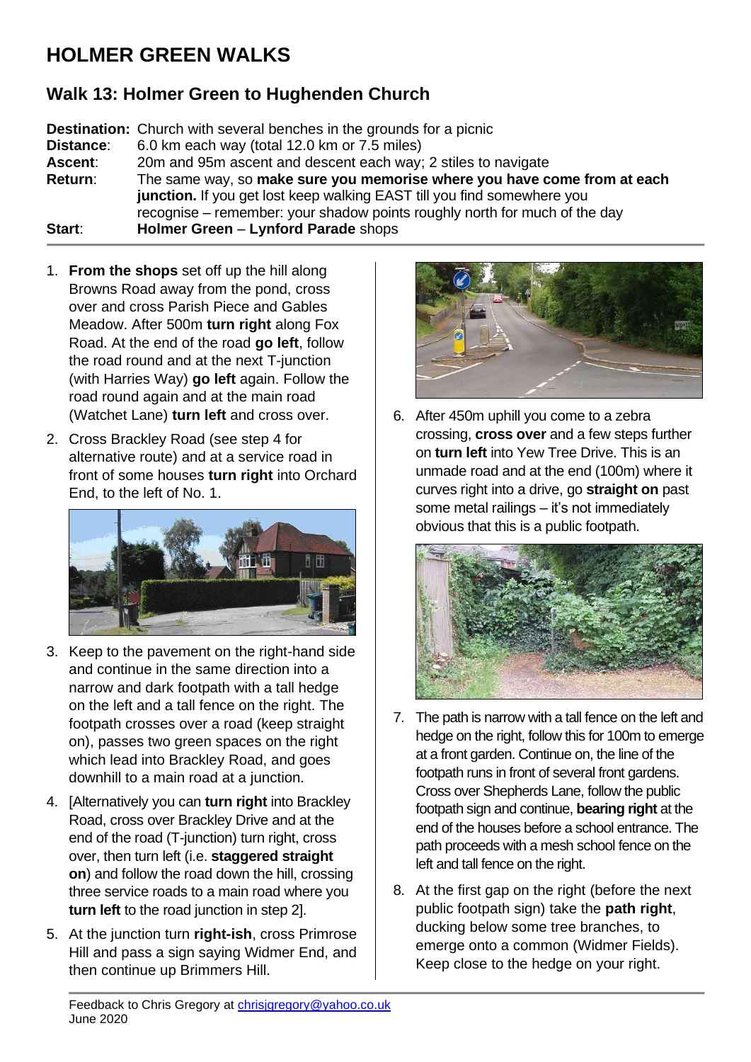# HOLMER GREEN WALKS

## Walk 13: Holmer Green to Hughenden Church

**Destination:** Church with several benches in the grounds for a picnic
**Distance:** 6.0 km each way (total 12.0 km or 7.5 miles)
**Ascent:** 20m and 95m ascent and descent each way; 2 stiles to navigate
**Return:** The same way, so **make sure you memorise where you have come from at each junction.** If you get lost keep walking EAST till you find somewhere you recognise – remember: your shadow points roughly north for much of the day
**Start:** **Holmer Green** – **Lynford Parade** shops

1. **From the shops** set off up the hill along Browns Road away from the pond, cross over and cross Parish Piece and Gables Meadow. After 500m **turn right** along Fox Road. At the end of the road **go left**, follow the road round and at the next T-junction (with Harries Way) **go left** again. Follow the road round again and at the main road (Watchet Lane) **turn left** and cross over.
2. Cross Brackley Road (see step 4 for alternative route) and at a service road in front of some houses **turn right** into Orchard End, to the left of No. 1.
3. Keep to the pavement on the right-hand side and continue in the same direction into a narrow and dark footpath with a tall hedge on the left and a tall fence on the right. The footpath crosses over a road (keep straight on), passes two green spaces on the right which lead into Brackley Road, and goes downhill to a main road at a junction.
4. [Alternatively you can **turn right** into Brackley Road, cross over Brackley Drive and at the end of the road (T-junction) turn right, cross over, then turn left (i.e. **staggered straight on**) and follow the road down the hill, crossing three service roads to a main road where you **turn left** to the road junction in step 2].
5. At the junction turn **right-ish**, cross Primrose Hill and pass a sign saying Widmer End, and then continue up Brimmers Hill.
6. After 450m uphill you come to a zebra crossing, **cross over** and a few steps further on **turn left** into Yew Tree Drive. This is an unmade road and at the end (100m) where it curves right into a drive, go **straight on** past some metal railings – it's not immediately obvious that this is a public footpath.
7. The path is narrow with a tall fence on the left and hedge on the right, follow this for 100m to emerge at a front garden. Continue on, the line of the footpath runs in front of several front gardens. Cross over Shepherds Lane, follow the public footpath sign and continue, **bearing right** at the end of the houses before a school entrance. The path proceeds with a mesh school fence on the left and tall fence on the right.
8. At the first gap on the right (before the next public footpath sign) take the **path right**, ducking below some tree branches, to emerge onto a common (Widmer Fields). Keep close to the hedge on your right.

Feedback to Chris Gregory at chrisjgregory@yahoo.co.uk
June 2020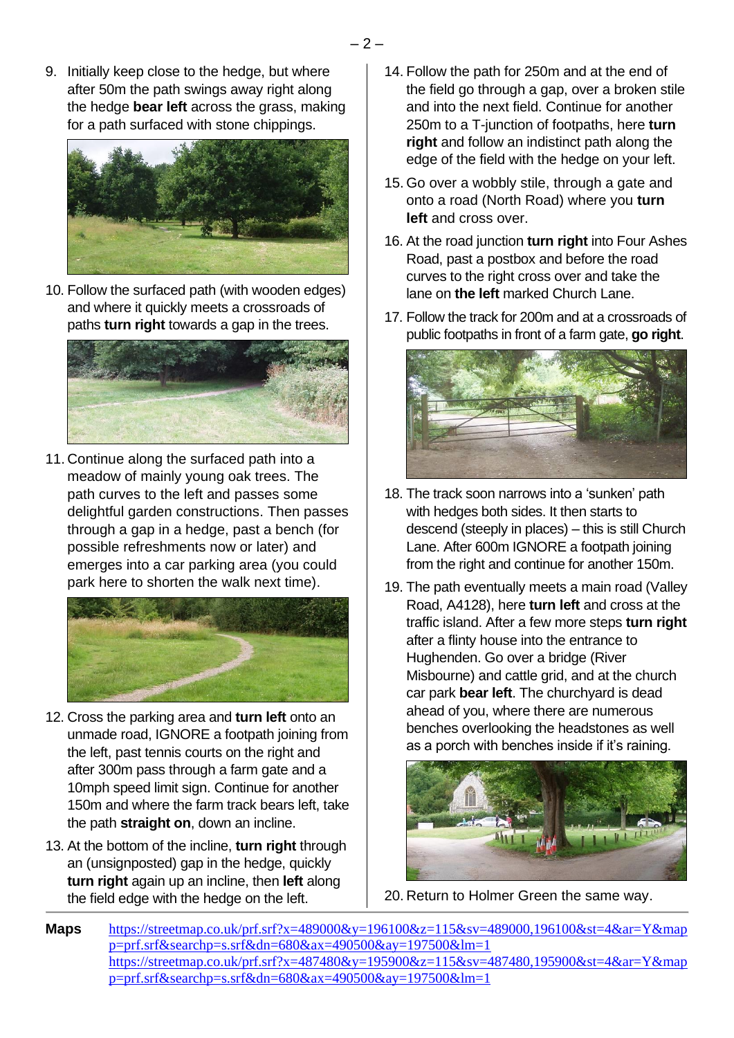9. Initially keep close to the hedge, but where after 50m the path swings away right along the hedge **bear left** across the grass, making for a path surfaced with stone chippings.

10. Follow the surfaced path (with wooden edges) and where it quickly meets a crossroads of paths **turn right** towards a gap in the trees.

11. Continue along the surfaced path into a meadow of mainly young oak trees. The path curves to the left and passes some delightful garden constructions. Then passes through a gap in a hedge, past a bench (for possible refreshments now or later) and emerges into a car parking area (you could park here to shorten the walk next time).

12. Cross the parking area and **turn left** onto an unmade road, IGNORE a footpath joining from the left, past tennis courts on the right and after 300m pass through a farm gate and a 10mph speed limit sign. Continue for another 150m and where the farm track bears left, take the path **straight on**, down an incline.

13. At the bottom of the incline, **turn right** through an (unsignposted) gap in the hedge, quickly **turn right** again up an incline, then **left** along the field edge with the hedge on the left.

14. Follow the path for 250m and at the end of the field go through a gap, over a broken stile and into the next field. Continue for another 250m to a T-junction of footpaths, here **turn right** and follow an indistinct path along the edge of the field with the hedge on your left.

15. Go over a wobbly stile, through a gate and onto a road (North Road) where you **turn left** and cross over.

16. At the road junction **turn right** into Four Ashes Road, past a postbox and before the road curves to the right cross over and take the lane on **the left** marked Church Lane.

17. Follow the track for 200m and at a crossroads of public footpaths in front of a farm gate, **go right**.

18. The track soon narrows into a 'sunken' path with hedges both sides. It then starts to descend (steeply in places) – this is still Church Lane. After 600m IGNORE a footpath joining from the right and continue for another 150m.

19. The path eventually meets a main road (Valley Road, A4128), here **turn left** and cross at the traffic island. After a few more steps **turn right** after a flinty house into the entrance to Hughenden. Go over a bridge (River Misbourne) and cattle grid, and at the church car park **bear left**. The churchyard is dead ahead of you, where there are numerous benches overlooking the headstones as well as a porch with benches inside if it's raining.

20. Return to Holmer Green the same way.

**Maps**
https://streetmap.co.uk/prf.srf?x=489000&y=196100&z=115&sv=489000,196100&st=4&ar=Y&mapp=prf.srf&searchp=s.srf&dn=680&ax=490500&ay=197500&lm=1
https://streetmap.co.uk/prf.srf?x=487480&y=195900&z=115&sv=487480,195900&st=4&ar=Y&mapp=prf.srf&searchp=s.srf&dn=680&ax=490500&ay=197500&lm=1